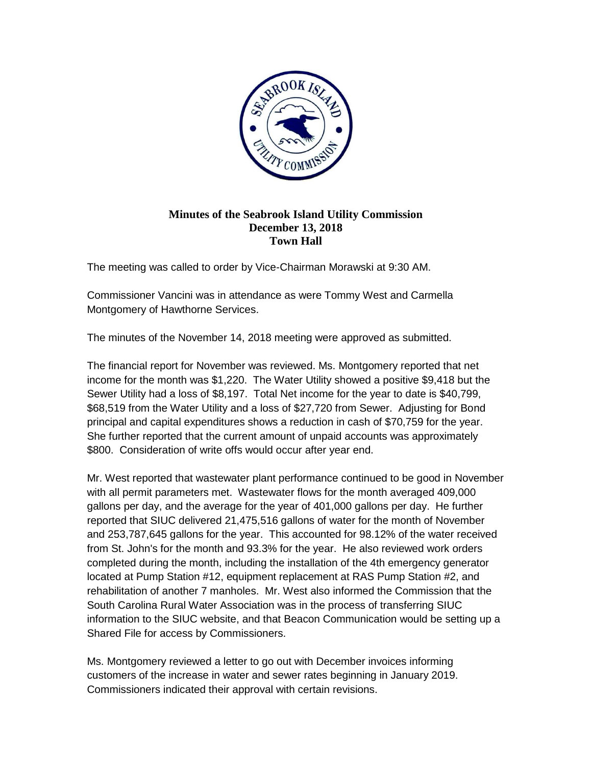**Minutes of the Seabrook Island Utility Commission**
**December 13, 2018**
**Town Hall**

The meeting was called to order by Vice-Chairman Morawski at 9:30 AM.

Commissioner Vancini was in attendance as were Tommy West and Carmella Montgomery of Hawthorne Services.

The minutes of the November 14, 2018 meeting were approved as submitted.

The financial report for November was reviewed. Ms. Montgomery reported that net income for the month was $1,220. The Water Utility showed a positive $9,418 but the Sewer Utility had a loss of $8,197. Total Net income for the year to date is $40,799, $68,519 from the Water Utility and a loss of $27,720 from Sewer. Adjusting for Bond principal and capital expenditures shows a reduction in cash of $70,759 for the year. She further reported that the current amount of unpaid accounts was approximately $800. Consideration of write offs would occur after year end.

Mr. West reported that wastewater plant performance continued to be good in November with all permit parameters met. Wastewater flows for the month averaged 409,000 gallons per day, and the average for the year of 401,000 gallons per day. He further reported that SIUC delivered 21,475,516 gallons of water for the month of November and 253,787,645 gallons for the year. This accounted for 98.12% of the water received from St. John's for the month and 93.3% for the year. He also reviewed work orders completed during the month, including the installation of the 4th emergency generator located at Pump Station #12, equipment replacement at RAS Pump Station #2, and rehabilitation of another 7 manholes. Mr. West also informed the Commission that the South Carolina Rural Water Association was in the process of transferring SIUC information to the SIUC website, and that Beacon Communication would be setting up a Shared File for access by Commissioners.

Ms. Montgomery reviewed a letter to go out with December invoices informing customers of the increase in water and sewer rates beginning in January 2019. Commissioners indicated their approval with certain revisions.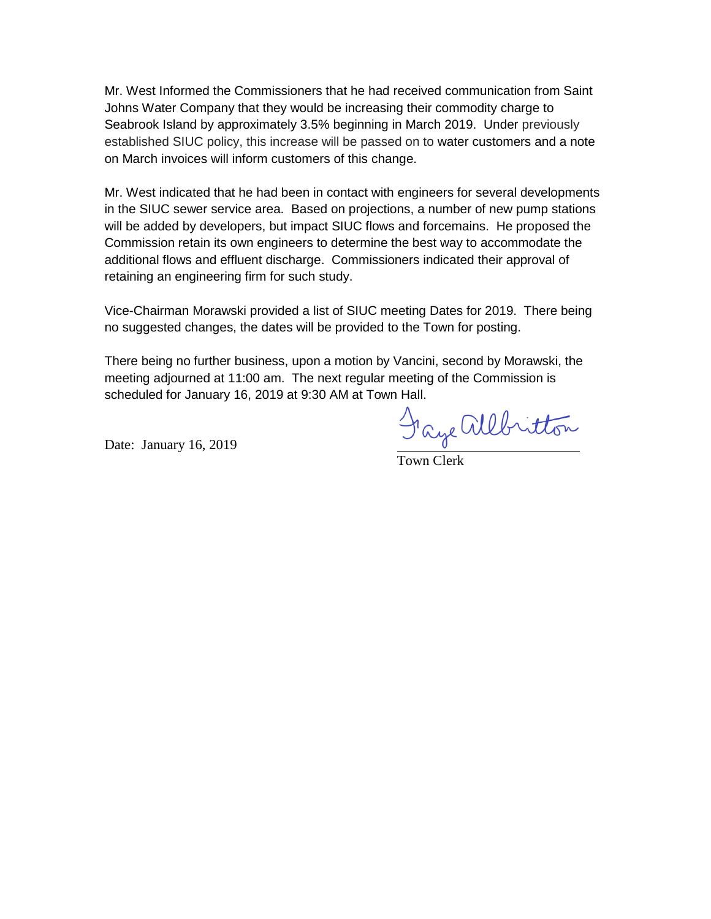Mr. West Informed the Commissioners that he had received communication from Saint Johns Water Company that they would be increasing their commodity charge to Seabrook Island by approximately 3.5% beginning in March 2019. Under previously established SIUC policy, this increase will be passed on to water customers and a note on March invoices will inform customers of this change.

Mr. West indicated that he had been in contact with engineers for several developments in the SIUC sewer service area. Based on projections, a number of new pump stations will be added by developers, but impact SIUC flows and forcemains. He proposed the Commission retain its own engineers to determine the best way to accommodate the additional flows and effluent discharge. Commissioners indicated their approval of retaining an engineering firm for such study.

Vice-Chairman Morawski provided a list of SIUC meeting Dates for 2019. There being no suggested changes, the dates will be provided to the Town for posting.

There being no further business, upon a motion by Vancini, second by Morawski, the meeting adjourned at 11:00 am. The next regular meeting of the Commission is scheduled for January 16, 2019 at 9:30 AM at Town Hall.

Date: January 16, 2019

Faye Allbritton

Town Clerk